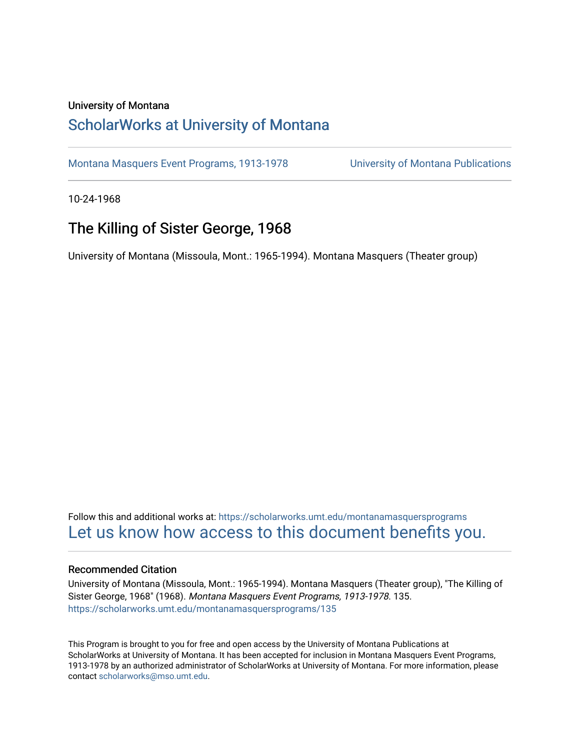University of Montana

# ScholarWorks at University of Montana

Montana Masquers Event Programs, 1913-1978 | University of Montana Publications

10-24-1968

## The Killing of Sister George, 1968

University of Montana (Missoula, Mont.: 1965-1994). Montana Masquers (Theater group)

Follow this and additional works at: https://scholarworks.umt.edu/montanamasquersprograms

Let us know how access to this document benefits you.

### Recommended Citation

University of Montana (Missoula, Mont.: 1965-1994). Montana Masquers (Theater group), "The Killing of Sister George, 1968" (1968). *Montana Masquers Event Programs, 1913-1978*. 135.
https://scholarworks.umt.edu/montanamasquersprograms/135

This Program is brought to you for free and open access by the University of Montana Publications at ScholarWorks at University of Montana. It has been accepted for inclusion in Montana Masquers Event Programs, 1913-1978 by an authorized administrator of ScholarWorks at University of Montana. For more information, please contact scholarworks@mso.umt.edu.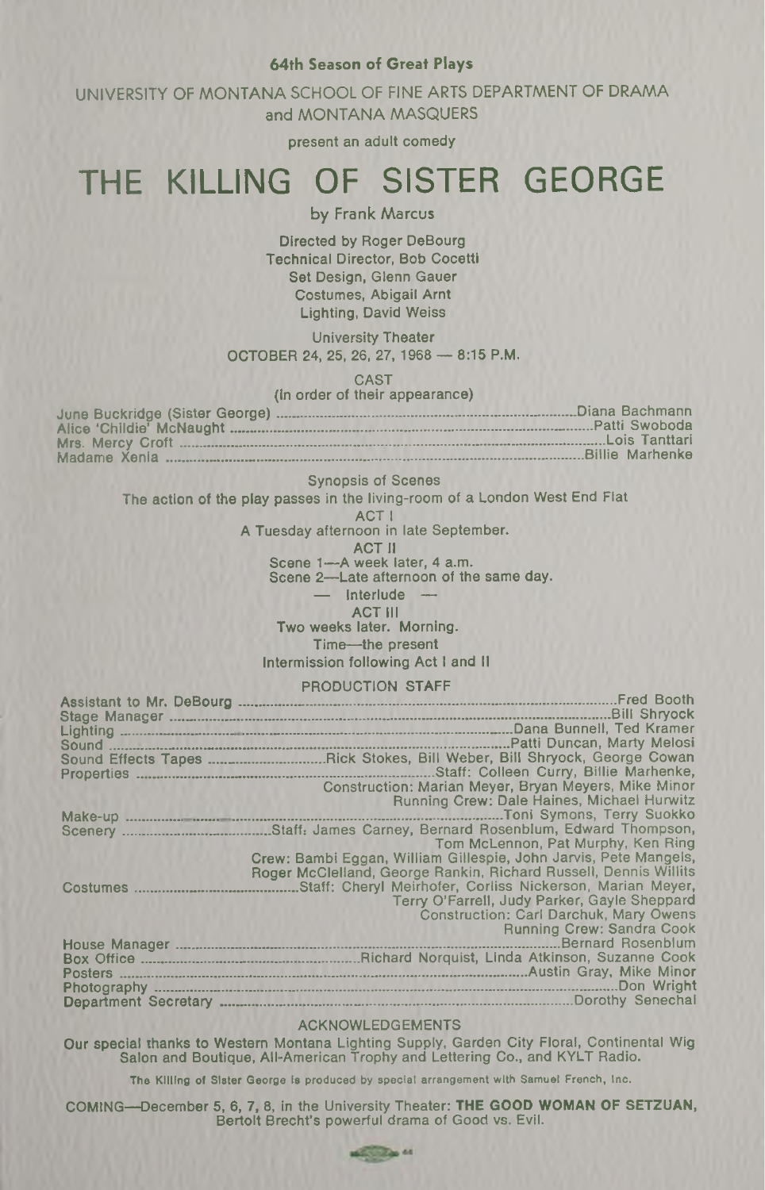**64th Season of Great Plays**

UNIVERSITY OF MONTANA SCHOOL OF FINE ARTS DEPARTMENT OF DRAMA
and MONTANA MASQUERS

present an adult comedy

# THE KILLING OF SISTER GEORGE

by Frank Marcus

Directed by Roger DeBourg
Technical Director, Bob Cocetti
Set Design, Glenn Gauer
Costumes, Abigail Arnt
Lighting, David Weiss

University Theater
OCTOBER 24, 25, 26, 27, 1968 — 8:15 P.M.

## CAST
(in order of their appearance)

| | |
|---|---|
| June Buckridge (Sister George) | Diana Bachmann |
| Alice 'Childie' McNaught | Patti Swoboda |
| Mrs. Mercy Croft | Lois Tanttari |
| Madame Xenia | Billie Marhenke |

## Synopsis of Scenes

The action of the play passes in the living-room of a London West End Flat

ACT I
A Tuesday afternoon in late September.

ACT II
Scene 1—A week later, 4 a.m.
Scene 2—Late afternoon of the same day.

— Interlude —

ACT III
Two weeks later. Morning.

Time—the present
Intermission following Act I and II

## PRODUCTION STAFF

| | |
|---|---|
| Assistant to Mr. DeBourg | Fred Booth |
| Stage Manager | Bill Shryock |
| Lighting | Dana Bunnell, Ted Kramer |
| Sound | Patti Duncan, Marty Melosi |
| Sound Effects Tapes | Rick Stokes, Bill Weber, Bill Shryock, George Cowan |
| Properties | Staff: Colleen Curry, Billie Marhenke, Construction: Marian Meyer, Bryan Meyers, Mike Minor Running Crew: Dale Haines, Michael Hurwitz |
| Make-up | Toni Symons, Terry Suokko |
| Scenery | Staff: James Carney, Bernard Rosenblum, Edward Thompson, Tom McLennon, Pat Murphy, Ken Ring Crew: Bambi Eggan, William Gillespie, John Jarvis, Pete Mangels, Roger McClelland, George Rankin, Richard Russell, Dennis Willits |
| Costumes | Staff: Cheryl Meirhofer, Corliss Nickerson, Marian Meyer, Terry O'Farrell, Judy Parker, Gayle Sheppard Construction: Carl Darchuk, Mary Owens Running Crew: Sandra Cook |
| House Manager | Bernard Rosenblum |
| Box Office | Richard Norquist, Linda Atkinson, Suzanne Cook |
| Posters | Austin Gray, Mike Minor |
| Photography | Don Wright |
| Department Secretary | Dorothy Senechal |

## ACKNOWLEDGEMENTS

Our special thanks to Western Montana Lighting Supply, Garden City Floral, Continental Wig Salon and Boutique, All-American Trophy and Lettering Co., and KYLT Radio.

The Killing of Sister George is produced by special arrangement with Samuel French, Inc.

COMING—December 5, 6, 7, 8, in the University Theater: **THE GOOD WOMAN OF SETZUAN,** Bertolt Brecht's powerful drama of Good vs. Evil.